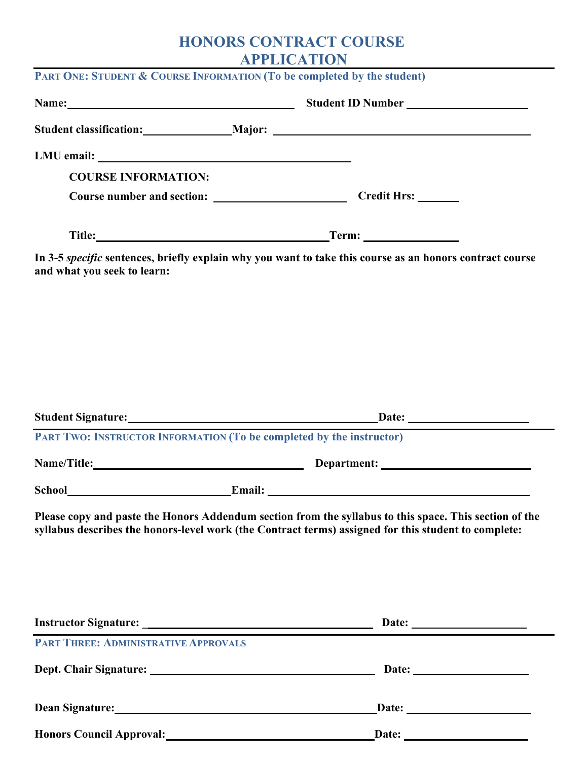# HONORS CONTRACT COURSE APPLICATION

## PART ONE: STUDENT & COURSE INFORMATION (To be completed by the student)

**Name:** ______________________ **Student ID Number** ______________________

**Student classification:** ______________ **Major:** ______________________

**LMU email:** ______________________

**COURSE INFORMATION:**

**Course number and section:** ______________________ **Credit Hrs:** ________

**Title:** ______________________ **Term:** ______________

**In 3-5 *specific* sentences, briefly explain why you want to take this course as an honors contract course and what you seek to learn:**

**Student Signature:** ______________________ **Date:** ______________

## PART TWO: INSTRUCTOR INFORMATION (To be completed by the instructor)

**Name/Title:** ______________________ **Department:** ______________________

**School** ______________________ **Email:** ______________________

**Please copy and paste the Honors Addendum section from the syllabus to this space. This section of the syllabus describes the honors-level work (the Contract terms) assigned for this student to complete:**

**Instructor Signature:** ______________________ **Date:** ______________

## PART THREE: ADMINISTRATIVE APPROVALS

**Dept. Chair Signature:** ______________________ **Date:** ______________

**Dean Signature:** ______________________ **Date:** ______________

**Honors Council Approval:** ______________________ **Date:** ______________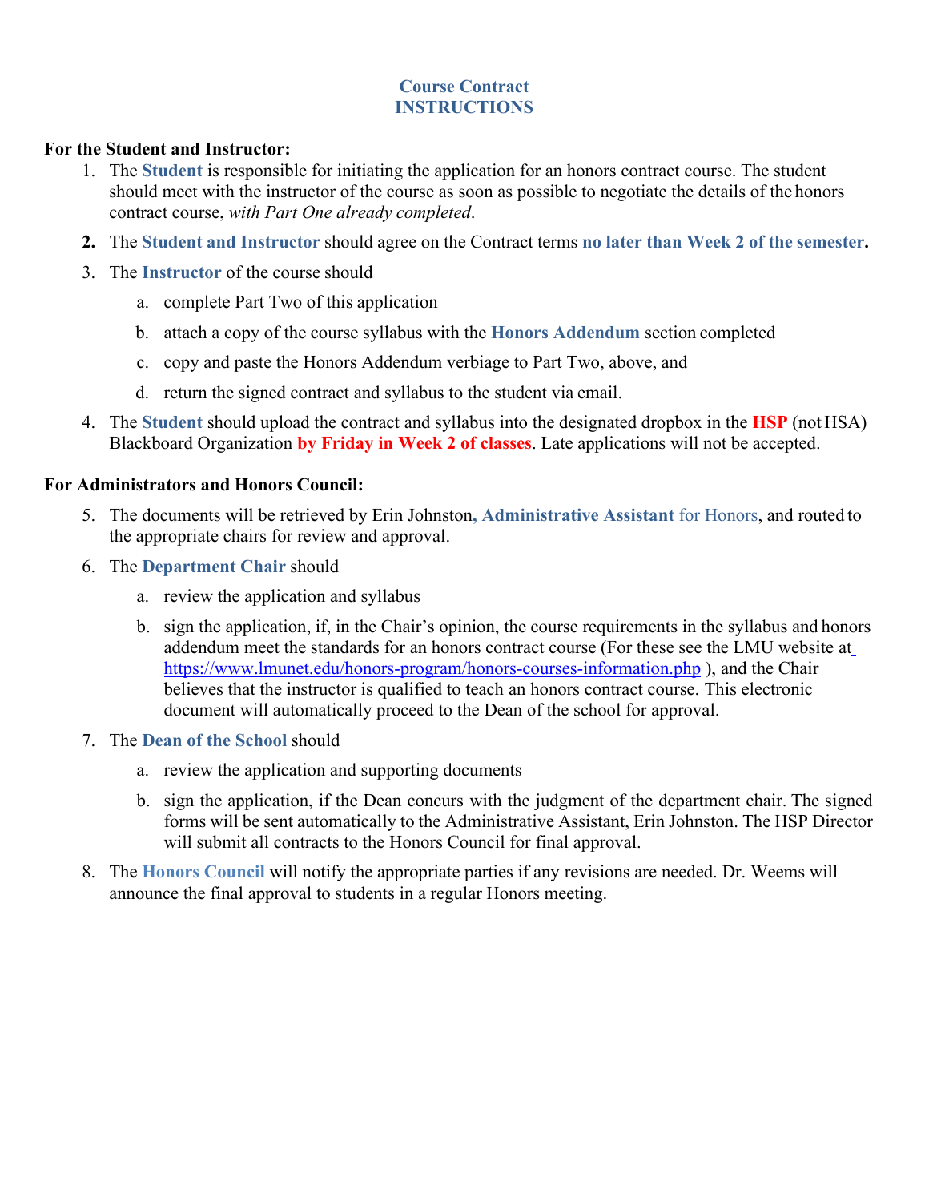## Course Contract
## INSTRUCTIONS

**For the Student and Instructor:**

1. The **Student** is responsible for initiating the application for an honors contract course. The student should meet with the instructor of the course as soon as possible to negotiate the details of the honors contract course, *with Part One already completed*.
2. **The Student and Instructor should agree on the Contract terms no later than Week 2 of the semester.**
3. The **Instructor** of the course should
   a. complete Part Two of this application
   b. attach a copy of the course syllabus with the **Honors Addendum** section completed
   c. copy and paste the Honors Addendum verbiage to Part Two, above, and
   d. return the signed contract and syllabus to the student via email.
4. The **Student** should upload the contract and syllabus into the designated dropbox in the **HSP** (not HSA) Blackboard Organization **by Friday in Week 2 of classes**. Late applications will not be accepted.

**For Administrators and Honors Council:**

5. The documents will be retrieved by Erin Johnston, **Administrative Assistant** for Honors, and routed to the appropriate chairs for review and approval.
6. The **Department Chair** should
   a. review the application and syllabus
   b. sign the application, if, in the Chair's opinion, the course requirements in the syllabus and honors addendum meet the standards for an honors contract course (For these see the LMU website at https://www.lmunet.edu/honors-program/honors-courses-information.php ), and the Chair believes that the instructor is qualified to teach an honors contract course. This electronic document will automatically proceed to the Dean of the school for approval.
7. The **Dean of the School** should
   a. review the application and supporting documents
   b. sign the application, if the Dean concurs with the judgment of the department chair. The signed forms will be sent automatically to the Administrative Assistant, Erin Johnston. The HSP Director will submit all contracts to the Honors Council for final approval.
8. The **Honors Council** will notify the appropriate parties if any revisions are needed. Dr. Weems will announce the final approval to students in a regular Honors meeting.